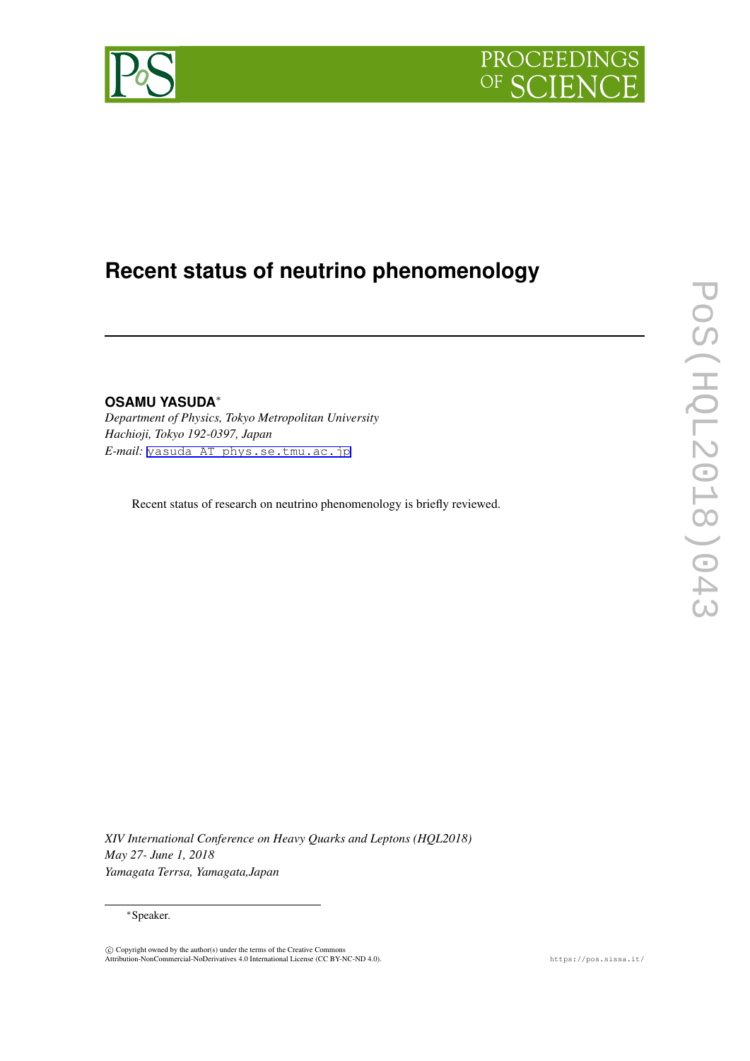# Recent status of neutrino phenomenology

**OSAMU YASUDA***

*Department of Physics, Tokyo Metropolitan University*
*Hachioji, Tokyo 192-0397, Japan*
*E-mail:* yasuda AT phys.se.tmu.ac.jp

Recent status of research on neutrino phenomenology is briefly reviewed.

*XIV International Conference on Heavy Quarks and Leptons (HQL2018)*
*May 27- June 1, 2018*
*Yamagata Terrsa, Yamagata,Japan*

*Speaker.

© Copyright owned by the author(s) under the terms of the Creative Commons Attribution-NonCommercial-NoDerivatives 4.0 International License (CC BY-NC-ND 4.0).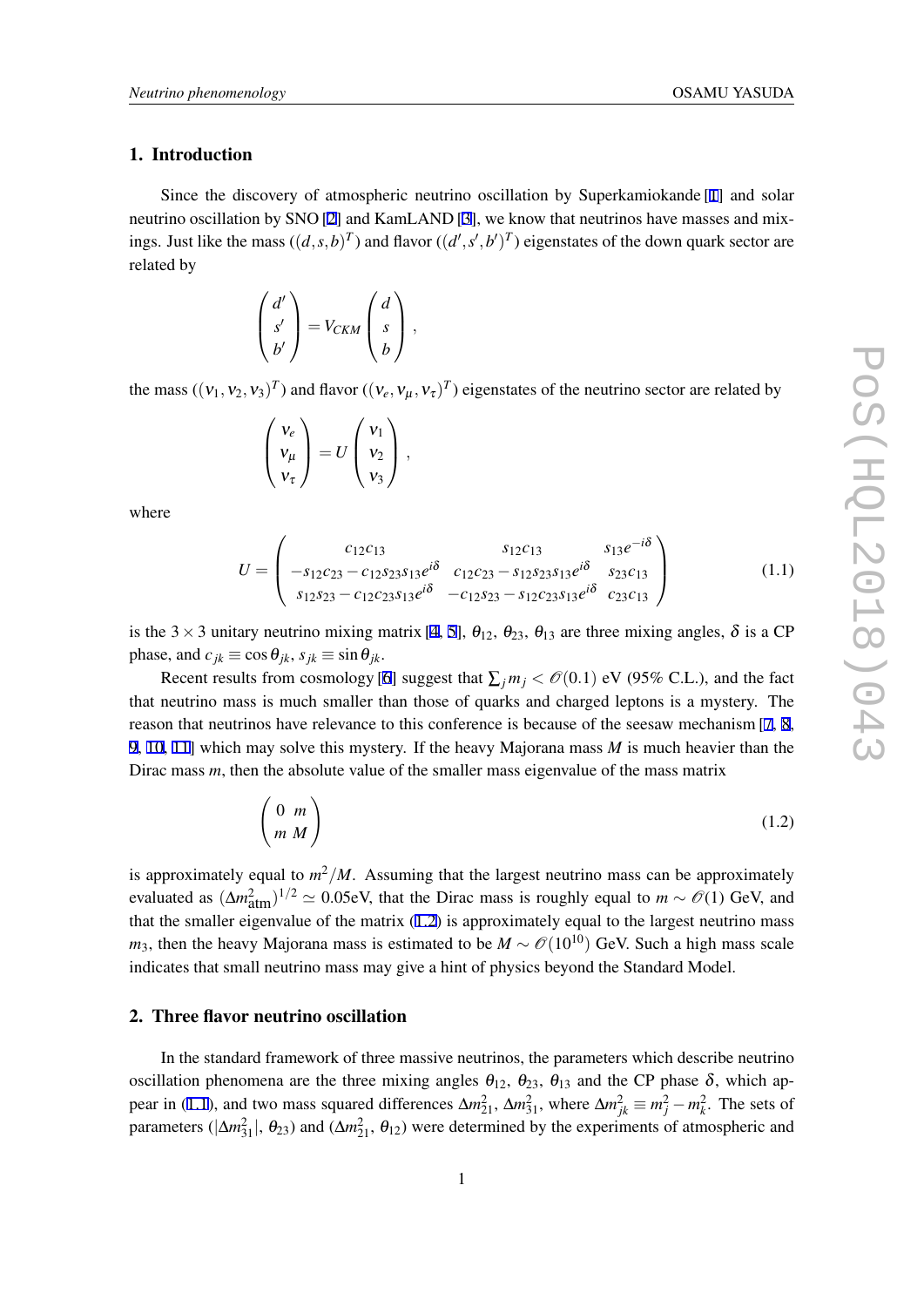## 1. Introduction

Since the discovery of atmospheric neutrino oscillation by Superkamiokande [1] and solar neutrino oscillation by SNO [2] and KamLAND [3], we know that neutrinos have masses and mixings. Just like the mass ($(d,s,b)^T$) and flavor ($(d',s',b')^T$) eigenstates of the down quark sector are related by

$$\left( \begin{array}{c} d' \\ s' \\ b' \end{array} \right) = V_{CKM} \left( \begin{array}{c} d \\ s \\ b \end{array} \right),$$

the mass ($(\nu_1,\nu_2,\nu_3)^T$) and flavor ($(\nu_e,\nu_\mu,\nu_\tau)^T$) eigenstates of the neutrino sector are related by

$$\left( \begin{array}{c} \nu_e \\ \nu_\mu \\ \nu_\tau \end{array} \right) = U \left( \begin{array}{c} \nu_1 \\ \nu_2 \\ \nu_3 \end{array} \right),$$

where

$$U = \left( \begin{array}{ccc} c_{12}c_{13} & s_{12}c_{13} & s_{13}e^{-i\delta} \\ -s_{12}c_{23} - c_{12}s_{23}s_{13}e^{i\delta} & c_{12}c_{23} - s_{12}s_{23}s_{13}e^{i\delta} & s_{23}c_{13} \\ s_{12}s_{23} - c_{12}c_{23}s_{13}e^{i\delta} & -c_{12}s_{23} - s_{12}c_{23}s_{13}e^{i\delta} & c_{23}c_{13} \end{array} \right) \tag{1.1}$$

is the $3 \times 3$ unitary neutrino mixing matrix [4, 5], $\theta_{12}$, $\theta_{23}$, $\theta_{13}$ are three mixing angles, $\delta$ is a CP phase, and $c_{jk} \equiv \cos\theta_{jk}$, $s_{jk} \equiv \sin\theta_{jk}$.

Recent results from cosmology [6] suggest that $\sum_j m_j < \mathscr{O}(0.1)$ eV (95% C.L.), and the fact that neutrino mass is much smaller than those of quarks and charged leptons is a mystery. The reason that neutrinos have relevance to this conference is because of the seesaw mechanism [7, 8, 9, 10, 11] which may solve this mystery. If the heavy Majorana mass $M$ is much heavier than the Dirac mass $m$, then the absolute value of the smaller mass eigenvalue of the mass matrix

$$\left( \begin{array}{cc} 0 & m \\ m & M \end{array} \right) \tag{1.2}$$

is approximately equal to $m^2/M$. Assuming that the largest neutrino mass can be approximately evaluated as $(\Delta m^2_{\rm atm})^{1/2} \simeq 0.05$eV, that the Dirac mass is roughly equal to $m \sim \mathscr{O}(1)$ GeV, and that the smaller eigenvalue of the matrix (1.2) is approximately equal to the largest neutrino mass $m_3$, then the heavy Majorana mass is estimated to be $M \sim \mathscr{O}(10^{10})$ GeV. Such a high mass scale indicates that small neutrino mass may give a hint of physics beyond the Standard Model.

## 2. Three flavor neutrino oscillation

In the standard framework of three massive neutrinos, the parameters which describe neutrino oscillation phenomena are the three mixing angles $\theta_{12}$, $\theta_{23}$, $\theta_{13}$ and the CP phase $\delta$, which appear in (1.1), and two mass squared differences $\Delta m^2_{21}$, $\Delta m^2_{31}$, where $\Delta m^2_{jk} \equiv m^2_j - m^2_k$. The sets of parameters ($|\Delta m^2_{31}|$, $\theta_{23}$) and ($\Delta m^2_{21}$, $\theta_{12}$) were determined by the experiments of atmospheric and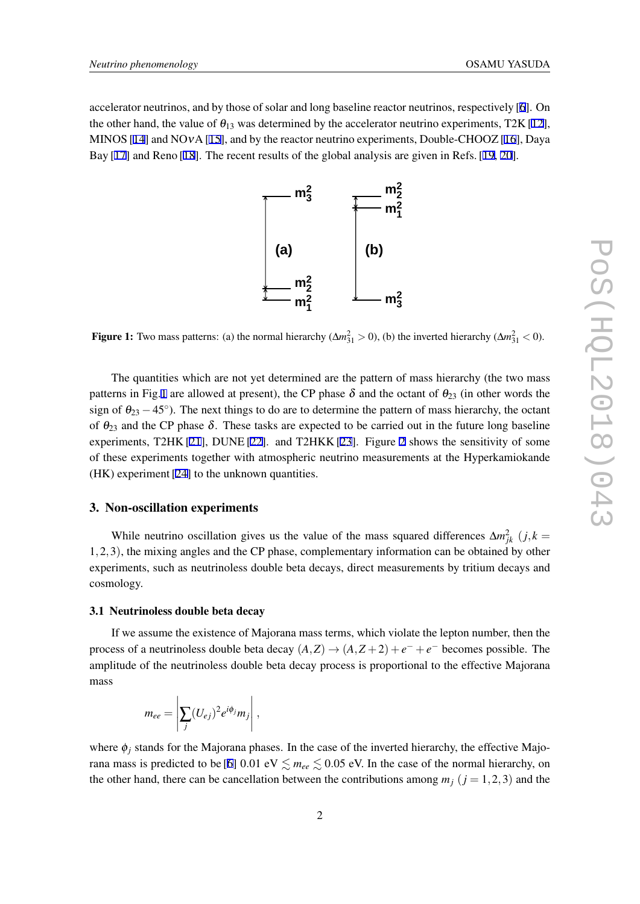accelerator neutrinos, and by those of solar and long baseline reactor neutrinos, respectively [6]. On the other hand, the value of $\theta_{13}$ was determined by the accelerator neutrino experiments, T2K [12], MINOS [14] and NO$\nu$A [15], and by the reactor neutrino experiments, Double-CHOOZ [16], Daya Bay [17] and Reno [18]. The recent results of the global analysis are given in Refs. [19, 20].

**Figure 1:** Two mass patterns: (a) the normal hierarchy ($\Delta m^2_{31} > 0$), (b) the inverted hierarchy ($\Delta m^2_{31} < 0$).

The quantities which are not yet determined are the pattern of mass hierarchy (the two mass patterns in Fig.1 are allowed at present), the CP phase $\delta$ and the octant of $\theta_{23}$ (in other words the sign of $\theta_{23} - 45^\circ$). The next things to do are to determine the pattern of mass hierarchy, the octant of $\theta_{23}$ and the CP phase $\delta$. These tasks are expected to be carried out in the future long baseline experiments, T2HK [21], DUNE [22]. and T2HKK [23]. Figure 2 shows the sensitivity of some of these experiments together with atmospheric neutrino measurements at the Hyperkamiokande (HK) experiment [24] to the unknown quantities.

## 3. Non-oscillation experiments

While neutrino oscillation gives us the value of the mass squared differences $\Delta m^2_{jk}$ $(j,k = 1,2,3)$, the mixing angles and the CP phase, complementary information can be obtained by other experiments, such as neutrinoless double beta decays, direct measurements by tritium decays and cosmology.

### 3.1 Neutrinoless double beta decay

If we assume the existence of Majorana mass terms, which violate the lepton number, then the process of a neutrinoless double beta decay $(A,Z) \to (A,Z+2) + e^- + e^-$ becomes possible. The amplitude of the neutrinoless double beta decay process is proportional to the effective Majorana mass

$$m_{ee} = \left| \sum_j (U_{ej})^2 e^{i\phi_j} m_j \right| ,$$

where $\phi_j$ stands for the Majorana phases. In the case of the inverted hierarchy, the effective Majorana mass is predicted to be [6] 0.01 eV $\lesssim m_{ee} \lesssim$ 0.05 eV. In the case of the normal hierarchy, on the other hand, there can be cancellation between the contributions among $m_j$ $(j = 1,2,3)$ and the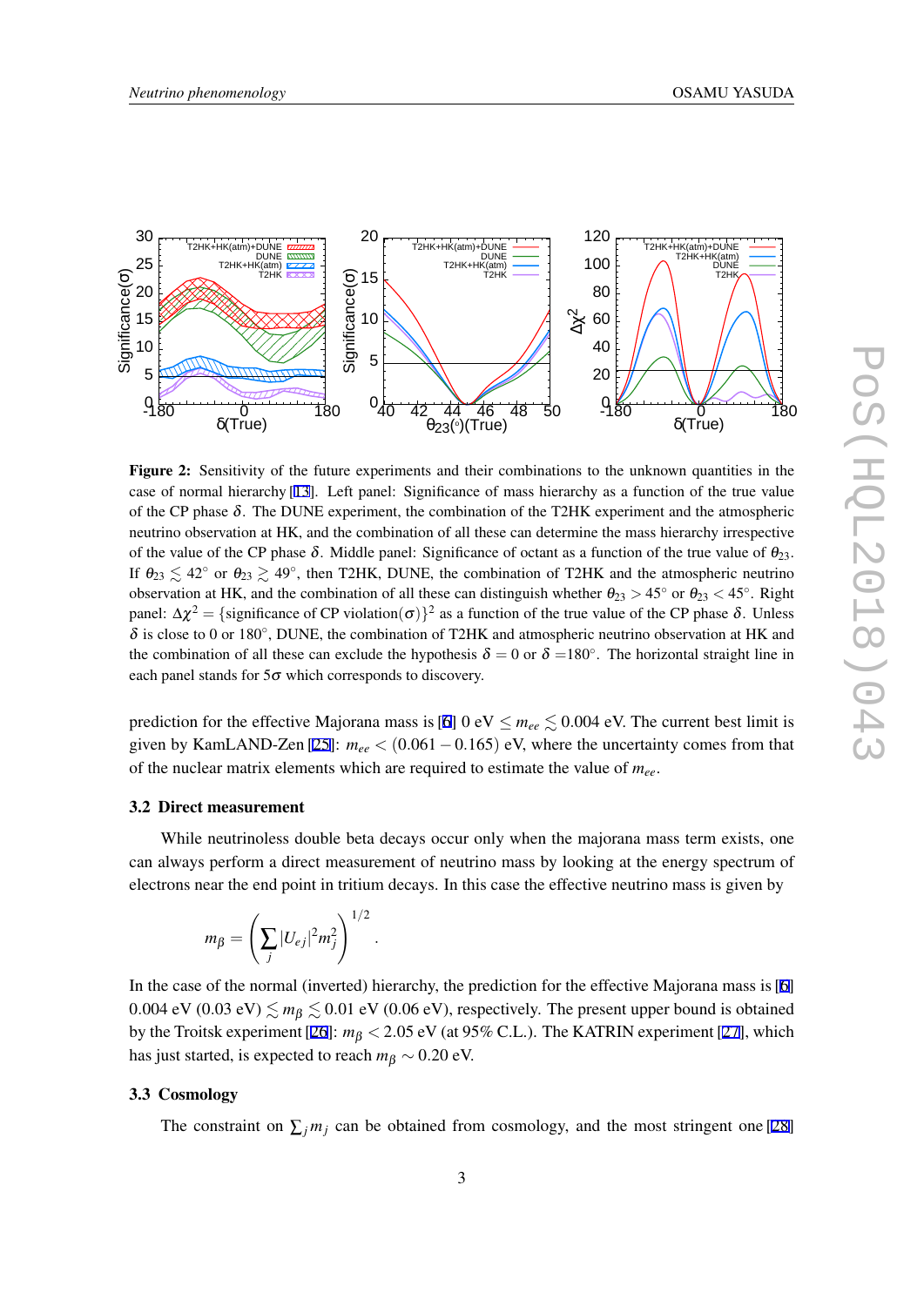**Figure 2:** Sensitivity of the future experiments and their combinations to the unknown quantities in the case of normal hierarchy [13]. Left panel: Significance of mass hierarchy as a function of the true value of the CP phase $\delta$. The DUNE experiment, the combination of the T2HK experiment and the atmospheric neutrino observation at HK, and the combination of all these can determine the mass hierarchy irrespective of the value of the CP phase $\delta$. Middle panel: Significance of octant as a function of the true value of $\theta_{23}$. If $\theta_{23} \lesssim 42^\circ$ or $\theta_{23} \gtrsim 49^\circ$, then T2HK, DUNE, the combination of T2HK and the atmospheric neutrino observation at HK, and the combination of all these can distinguish whether $\theta_{23} > 45^\circ$ or $\theta_{23} < 45^\circ$. Right panel: $\Delta\chi^2 = \{\text{significance of CP violation}(\sigma)\}^2$ as a function of the true value of the CP phase $\delta$. Unless $\delta$ is close to 0 or 180°, DUNE, the combination of T2HK and atmospheric neutrino observation at HK and the combination of all these can exclude the hypothesis $\delta = 0$ or $\delta = 180^\circ$. The horizontal straight line in each panel stands for $5\sigma$ which corresponds to discovery.

prediction for the effective Majorana mass is [6] 0 eV $\leq m_{ee} \lesssim 0.004$ eV. The current best limit is given by KamLAND-Zen [25]: $m_{ee} < (0.061 - 0.165)$ eV, where the uncertainty comes from that of the nuclear matrix elements which are required to estimate the value of $m_{ee}$.

### 3.2 Direct measurement

While neutrinoless double beta decays occur only when the majorana mass term exists, one can always perform a direct measurement of neutrino mass by looking at the energy spectrum of electrons near the end point in tritium decays. In this case the effective neutrino mass is given by

$$m_\beta = \left( \sum_j |U_{ej}|^2 m_j^2 \right)^{1/2} .$$

In the case of the normal (inverted) hierarchy, the prediction for the effective Majorana mass is [6] 0.004 eV (0.03 eV) $\lesssim m_\beta \lesssim 0.01$ eV (0.06 eV), respectively. The present upper bound is obtained by the Troitsk experiment [26]: $m_\beta < 2.05$ eV (at 95% C.L.). The KATRIN experiment [27], which has just started, is expected to reach $m_\beta \sim 0.20$ eV.

### 3.3 Cosmology

The constraint on $\sum_j m_j$ can be obtained from cosmology, and the most stringent one [28]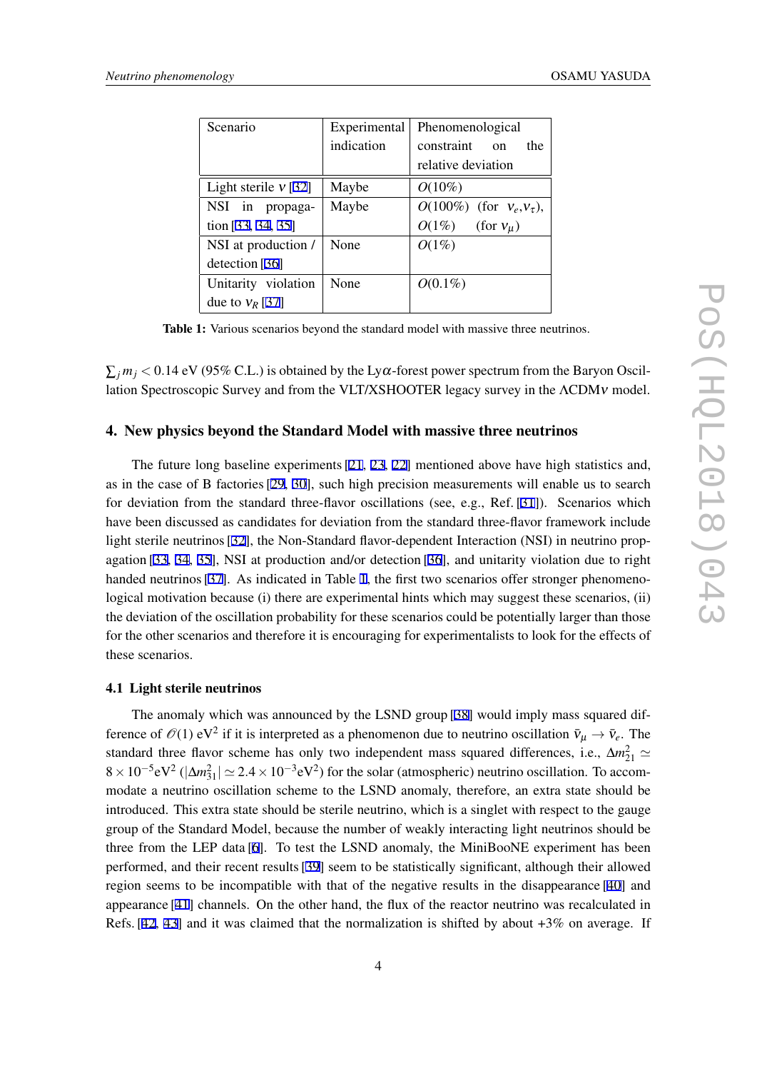| Scenario | Experimental indication | Phenomenological constraint on the relative deviation |
|---|---|---|
| Light sterile $\nu$ [32] | Maybe | $O(10\%)$ |
| NSI in propagation [33, 34, 35] | Maybe | $O(100\%)$ (for $\nu_e,\nu_\tau$), $O(1\%)$ (for $\nu_\mu$) |
| NSI at production / detection [36] | None | $O(1\%)$ |
| Unitarity violation due to $\nu_R$ [37] | None | $O(0.1\%)$ |

**Table 1:** Various scenarios beyond the standard model with massive three neutrinos.

$\sum_j m_j < 0.14$ eV (95% C.L.) is obtained by the Ly$\alpha$-forest power spectrum from the Baryon Oscillation Spectroscopic Survey and from the VLT/XSHOOTER legacy survey in the $\Lambda$CDM$\nu$ model.

## 4. New physics beyond the Standard Model with massive three neutrinos

The future long baseline experiments [21, 23, 22] mentioned above have high statistics and, as in the case of B factories [29, 30], such high precision measurements will enable us to search for deviation from the standard three-flavor oscillations (see, e.g., Ref. [31]). Scenarios which have been discussed as candidates for deviation from the standard three-flavor framework include light sterile neutrinos [32], the Non-Standard flavor-dependent Interaction (NSI) in neutrino propagation [33, 34, 35], NSI at production and/or detection [36], and unitarity violation due to right handed neutrinos [37]. As indicated in Table 1, the first two scenarios offer stronger phenomenological motivation because (i) there are experimental hints which may suggest these scenarios, (ii) the deviation of the oscillation probability for these scenarios could be potentially larger than those for the other scenarios and therefore it is encouraging for experimentalists to look for the effects of these scenarios.

### 4.1 Light sterile neutrinos

The anomaly which was announced by the LSND group [38] would imply mass squared difference of $\mathscr{O}(1)$ eV$^2$ if it is interpreted as a phenomenon due to neutrino oscillation $\bar{\nu}_\mu \to \bar{\nu}_e$. The standard three flavor scheme has only two independent mass squared differences, i.e., $\Delta m^2_{21} \simeq 8\times 10^{-5}$eV$^2$ ($|\Delta m^2_{31}| \simeq 2.4\times 10^{-3}$eV$^2$) for the solar (atmospheric) neutrino oscillation. To accommodate a neutrino oscillation scheme to the LSND anomaly, therefore, an extra state should be introduced. This extra state should be sterile neutrino, which is a singlet with respect to the gauge group of the Standard Model, because the number of weakly interacting light neutrinos should be three from the LEP data [6]. To test the LSND anomaly, the MiniBooNE experiment has been performed, and their recent results [39] seem to be statistically significant, although their allowed region seems to be incompatible with that of the negative results in the disappearance [40] and appearance [41] channels. On the other hand, the flux of the reactor neutrino was recalculated in Refs. [42, 43] and it was claimed that the normalization is shifted by about +3% on average. If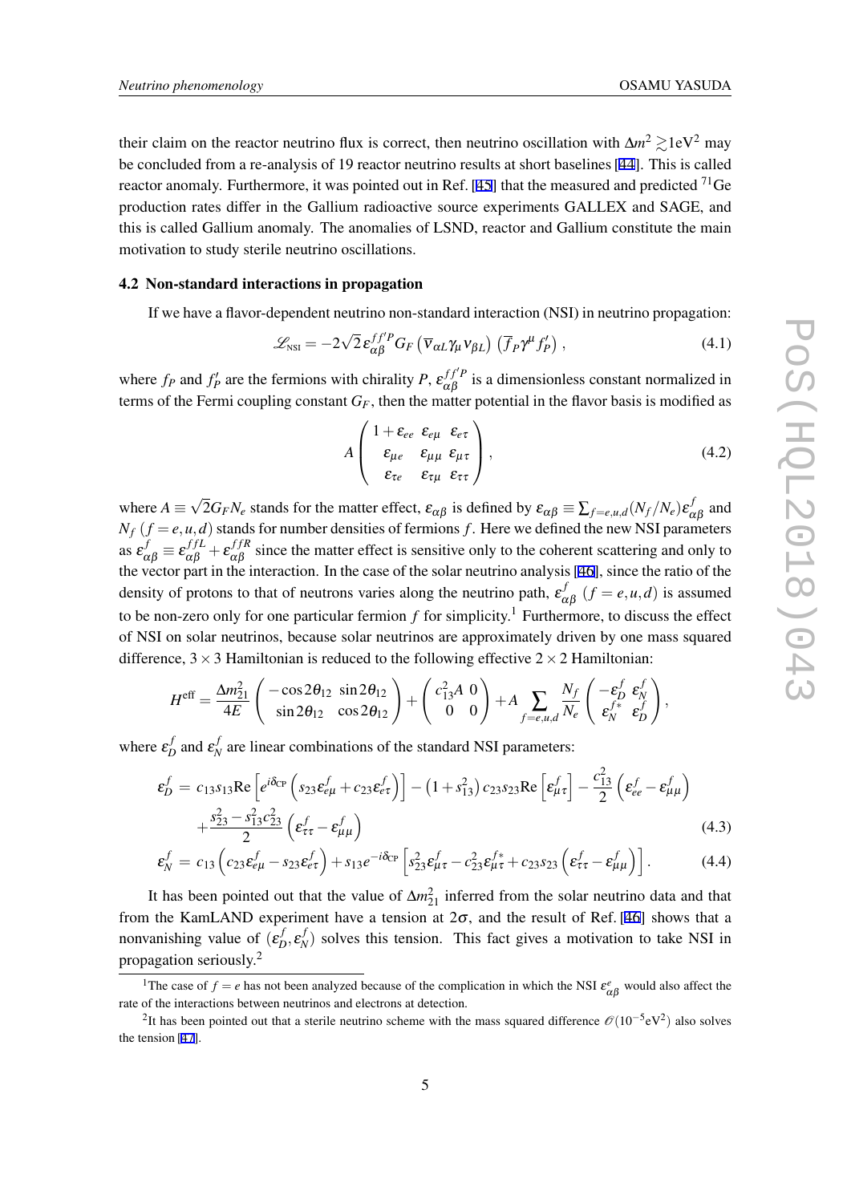their claim on the reactor neutrino flux is correct, then neutrino oscillation with $\Delta m^2 \gtrsim 1\text{eV}^2$ may be concluded from a re-analysis of 19 reactor neutrino results at short baselines [44]. This is called reactor anomaly. Furthermore, it was pointed out in Ref. [45] that the measured and predicted $^{71}$Ge production rates differ in the Gallium radioactive source experiments GALLEX and SAGE, and this is called Gallium anomaly. The anomalies of LSND, reactor and Gallium constitute the main motivation to study sterile neutrino oscillations.

### 4.2 Non-standard interactions in propagation

If we have a flavor-dependent neutrino non-standard interaction (NSI) in neutrino propagation:

$$\mathscr{L}_{\text{NSI}} = -2\sqrt{2}\,\varepsilon_{\alpha\beta}^{ff'P} G_F \left(\overline{\nu}_{\alpha L}\gamma_\mu \nu_{\beta L}\right)\left(\overline{f}_P \gamma^\mu f'_P\right), \tag{4.1}$$

where $f_P$ and $f'_P$ are the fermions with chirality $P$, $\varepsilon_{\alpha\beta}^{ff'P}$ is a dimensionless constant normalized in terms of the Fermi coupling constant $G_F$, then the matter potential in the flavor basis is modified as

$$A \begin{pmatrix} 1+\varepsilon_{ee} & \varepsilon_{e\mu} & \varepsilon_{e\tau} \\ \varepsilon_{\mu e} & \varepsilon_{\mu\mu} & \varepsilon_{\mu\tau} \\ \varepsilon_{\tau e} & \varepsilon_{\tau\mu} & \varepsilon_{\tau\tau} \end{pmatrix}, \tag{4.2}$$

where $A \equiv \sqrt{2} G_F N_e$ stands for the matter effect, $\varepsilon_{\alpha\beta}$ is defined by $\varepsilon_{\alpha\beta} \equiv \sum_{f=e,u,d} (N_f/N_e)\varepsilon_{\alpha\beta}^f$ and $N_f$ $(f=e,u,d)$ stands for number densities of fermions $f$. Here we defined the new NSI parameters as $\varepsilon_{\alpha\beta}^f \equiv \varepsilon_{\alpha\beta}^{ffL} + \varepsilon_{\alpha\beta}^{ffR}$ since the matter effect is sensitive only to the coherent scattering and only to the vector part in the interaction. In the case of the solar neutrino analysis [46], since the ratio of the density of protons to that of neutrons varies along the neutrino path, $\varepsilon_{\alpha\beta}^f$ $(f=e,u,d)$ is assumed to be non-zero only for one particular fermion $f$ for simplicity.[1] Furthermore, to discuss the effect of NSI on solar neutrinos, because solar neutrinos are approximately driven by one mass squared difference, $3\times 3$ Hamiltonian is reduced to the following effective $2\times 2$ Hamiltonian:

$$H^{\text{eff}} = \frac{\Delta m_{21}^2}{4E}\begin{pmatrix} -\cos 2\theta_{12} & \sin 2\theta_{12} \\ \sin 2\theta_{12} & \cos 2\theta_{12} \end{pmatrix} + \begin{pmatrix} c_{13}^2 A & 0 \\ 0 & 0 \end{pmatrix} + A \sum_{f=e,u,d} \frac{N_f}{N_e} \begin{pmatrix} -\varepsilon_D^f & \varepsilon_N^f \\ \varepsilon_N^{f*} & \varepsilon_D^f \end{pmatrix},$$

where $\varepsilon_D^f$ and $\varepsilon_N^f$ are linear combinations of the standard NSI parameters:

$$\begin{aligned}
\varepsilon_D^f &= c_{13}s_{13}\text{Re}\left[e^{i\delta_{\text{CP}}}\left(s_{23}\varepsilon_{e\mu}^f + c_{23}\varepsilon_{e\tau}^f\right)\right] - \left(1+s_{13}^2\right)c_{23}s_{23}\text{Re}\left[\varepsilon_{\mu\tau}^f\right] - \frac{c_{13}^2}{2}\left(\varepsilon_{ee}^f - \varepsilon_{\mu\mu}^f\right) \\
&\quad + \frac{s_{23}^2 - s_{13}^2 c_{23}^2}{2}\left(\varepsilon_{\tau\tau}^f - \varepsilon_{\mu\mu}^f\right)
\end{aligned} \tag{4.3}$$

$$\varepsilon_N^f = c_{13}\left(c_{23}\varepsilon_{e\mu}^f - s_{23}\varepsilon_{e\tau}^f\right) + s_{13}e^{-i\delta_{\text{CP}}}\left[s_{23}^2\varepsilon_{\mu\tau}^f - c_{23}^2\varepsilon_{\mu\tau}^{f*} + c_{23}s_{23}\left(\varepsilon_{\tau\tau}^f - \varepsilon_{\mu\mu}^f\right)\right]. \tag{4.4}$$

It has been pointed out that the value of $\Delta m_{21}^2$ inferred from the solar neutrino data and that from the KamLAND experiment have a tension at $2\sigma$, and the result of Ref. [46] shows that a nonvanishing value of $(\varepsilon_D^f, \varepsilon_N^f)$ solves this tension. This fact gives a motivation to take NSI in propagation seriously.[2]

---

[1] The case of $f=e$ has not been analyzed because of the complication in which the NSI $\varepsilon_{\alpha\beta}^e$ would also affect the rate of the interactions between neutrinos and electrons at detection.

[2] It has been pointed out that a sterile neutrino scheme with the mass squared difference $\mathscr{O}(10^{-5}\text{eV}^2)$ also solves the tension [47].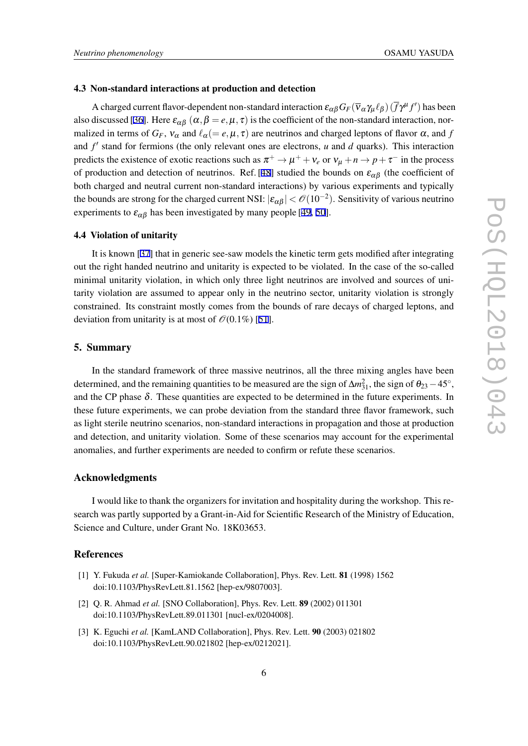### 4.3 Non-standard interactions at production and detection

A charged current flavor-dependent non-standard interaction $\varepsilon_{\alpha\beta} G_F (\overline{\nu}_\alpha \gamma_\mu \ell_\beta)(\overline{f}\gamma^\mu f')$ has been also discussed [36]. Here $\varepsilon_{\alpha\beta}$ $(\alpha, \beta = e, \mu, \tau)$ is the coefficient of the non-standard interaction, normalized in terms of $G_F$, $\nu_\alpha$ and $\ell_\alpha (= e, \mu, \tau)$ are neutrinos and charged leptons of flavor $\alpha$, and $f$ and $f'$ stand for fermions (the only relevant ones are electrons, $u$ and $d$ quarks). This interaction predicts the existence of exotic reactions such as $\pi^+ \to \mu^+ + \nu_e$ or $\nu_\mu + n \to p + \tau^-$ in the process of production and detection of neutrinos. Ref. [48] studied the bounds on $\varepsilon_{\alpha\beta}$ (the coefficient of both charged and neutral current non-standard interactions) by various experiments and typically the bounds are strong for the charged current NSI: $|\varepsilon_{\alpha\beta}| < \mathscr{O}(10^{-2})$. Sensitivity of various neutrino experiments to $\varepsilon_{\alpha\beta}$ has been investigated by many people [49, 50].

### 4.4 Violation of unitarity

It is known [37] that in generic see-saw models the kinetic term gets modified after integrating out the right handed neutrino and unitarity is expected to be violated. In the case of the so-called minimal unitarity violation, in which only three light neutrinos are involved and sources of unitarity violation are assumed to appear only in the neutrino sector, unitarity violation is strongly constrained. Its constraint mostly comes from the bounds of rare decays of charged leptons, and deviation from unitarity is at most of $\mathscr{O}(0.1\%)$ [51].

## 5. Summary

In the standard framework of three massive neutrinos, all the three mixing angles have been determined, and the remaining quantities to be measured are the sign of $\Delta m^2_{31}$, the sign of $\theta_{23} - 45^\circ$, and the CP phase $\delta$. These quantities are expected to be determined in the future experiments. In these future experiments, we can probe deviation from the standard three flavor framework, such as light sterile neutrino scenarios, non-standard interactions in propagation and those at production and detection, and unitarity violation. Some of these scenarios may account for the experimental anomalies, and further experiments are needed to confirm or refute these scenarios.

## Acknowledgments

I would like to thank the organizers for invitation and hospitality during the workshop. This research was partly supported by a Grant-in-Aid for Scientific Research of the Ministry of Education, Science and Culture, under Grant No. 18K03653.

## References

[1] Y. Fukuda *et al.* [Super-Kamiokande Collaboration], Phys. Rev. Lett. **81** (1998) 1562 doi:10.1103/PhysRevLett.81.1562 [hep-ex/9807003].

[2] Q. R. Ahmad *et al.* [SNO Collaboration], Phys. Rev. Lett. **89** (2002) 011301 doi:10.1103/PhysRevLett.89.011301 [nucl-ex/0204008].

[3] K. Eguchi *et al.* [KamLAND Collaboration], Phys. Rev. Lett. **90** (2003) 021802 doi:10.1103/PhysRevLett.90.021802 [hep-ex/0212021].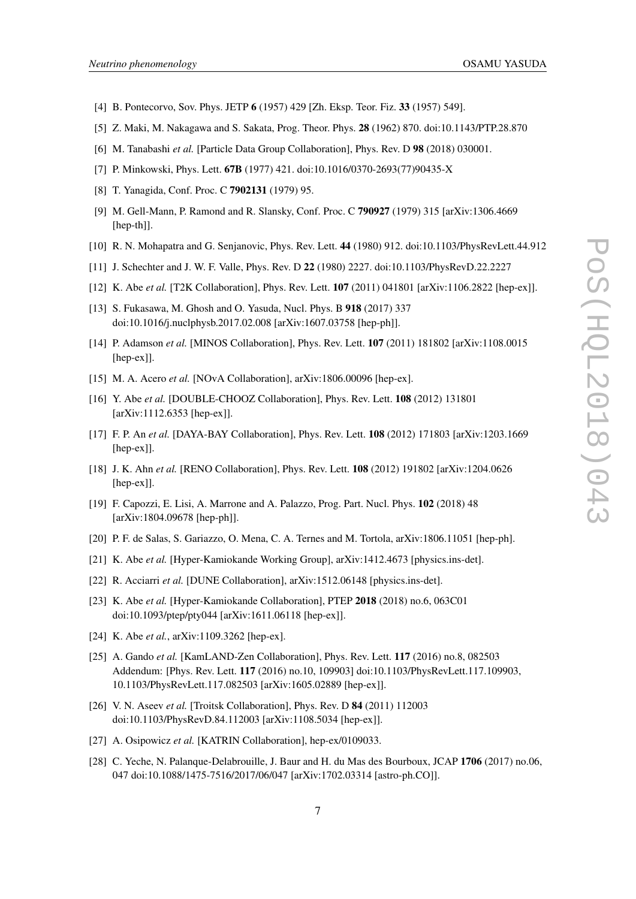[4] B. Pontecorvo, Sov. Phys. JETP **6** (1957) 429 [Zh. Eksp. Teor. Fiz. **33** (1957) 549].

[5] Z. Maki, M. Nakagawa and S. Sakata, Prog. Theor. Phys. **28** (1962) 870. doi:10.1143/PTP.28.870

[6] M. Tanabashi *et al.* [Particle Data Group Collaboration], Phys. Rev. D **98** (2018) 030001.

[7] P. Minkowski, Phys. Lett. **67B** (1977) 421. doi:10.1016/0370-2693(77)90435-X

[8] T. Yanagida, Conf. Proc. C **7902131** (1979) 95.

[9] M. Gell-Mann, P. Ramond and R. Slansky, Conf. Proc. C **790927** (1979) 315 [arXiv:1306.4669 [hep-th]].

[10] R. N. Mohapatra and G. Senjanovic, Phys. Rev. Lett. **44** (1980) 912. doi:10.1103/PhysRevLett.44.912

[11] J. Schechter and J. W. F. Valle, Phys. Rev. D **22** (1980) 2227. doi:10.1103/PhysRevD.22.2227

[12] K. Abe *et al.* [T2K Collaboration], Phys. Rev. Lett. **107** (2011) 041801 [arXiv:1106.2822 [hep-ex]].

[13] S. Fukasawa, M. Ghosh and O. Yasuda, Nucl. Phys. B **918** (2017) 337 doi:10.1016/j.nuclphysb.2017.02.008 [arXiv:1607.03758 [hep-ph]].

[14] P. Adamson *et al.* [MINOS Collaboration], Phys. Rev. Lett. **107** (2011) 181802 [arXiv:1108.0015 [hep-ex]].

[15] M. A. Acero *et al.* [NOvA Collaboration], arXiv:1806.00096 [hep-ex].

[16] Y. Abe *et al.* [DOUBLE-CHOOZ Collaboration], Phys. Rev. Lett. **108** (2012) 131801 [arXiv:1112.6353 [hep-ex]].

[17] F. P. An *et al.* [DAYA-BAY Collaboration], Phys. Rev. Lett. **108** (2012) 171803 [arXiv:1203.1669 [hep-ex]].

[18] J. K. Ahn *et al.* [RENO Collaboration], Phys. Rev. Lett. **108** (2012) 191802 [arXiv:1204.0626 [hep-ex]].

[19] F. Capozzi, E. Lisi, A. Marrone and A. Palazzo, Prog. Part. Nucl. Phys. **102** (2018) 48 [arXiv:1804.09678 [hep-ph]].

[20] P. F. de Salas, S. Gariazzo, O. Mena, C. A. Ternes and M. Tortola, arXiv:1806.11051 [hep-ph].

[21] K. Abe *et al.* [Hyper-Kamiokande Working Group], arXiv:1412.4673 [physics.ins-det].

[22] R. Acciarri *et al.* [DUNE Collaboration], arXiv:1512.06148 [physics.ins-det].

[23] K. Abe *et al.* [Hyper-Kamiokande Collaboration], PTEP **2018** (2018) no.6, 063C01 doi:10.1093/ptep/pty044 [arXiv:1611.06118 [hep-ex]].

[24] K. Abe *et al.*, arXiv:1109.3262 [hep-ex].

[25] A. Gando *et al.* [KamLAND-Zen Collaboration], Phys. Rev. Lett. **117** (2016) no.8, 082503 Addendum: [Phys. Rev. Lett. **117** (2016) no.10, 109903] doi:10.1103/PhysRevLett.117.109903, 10.1103/PhysRevLett.117.082503 [arXiv:1605.02889 [hep-ex]].

[26] V. N. Aseev *et al.* [Troitsk Collaboration], Phys. Rev. D **84** (2011) 112003 doi:10.1103/PhysRevD.84.112003 [arXiv:1108.5034 [hep-ex]].

[27] A. Osipowicz *et al.* [KATRIN Collaboration], hep-ex/0109033.

[28] C. Yeche, N. Palanque-Delabrouille, J. Baur and H. du Mas des Bourboux, JCAP **1706** (2017) no.06, 047 doi:10.1088/1475-7516/2017/06/047 [arXiv:1702.03314 [astro-ph.CO]].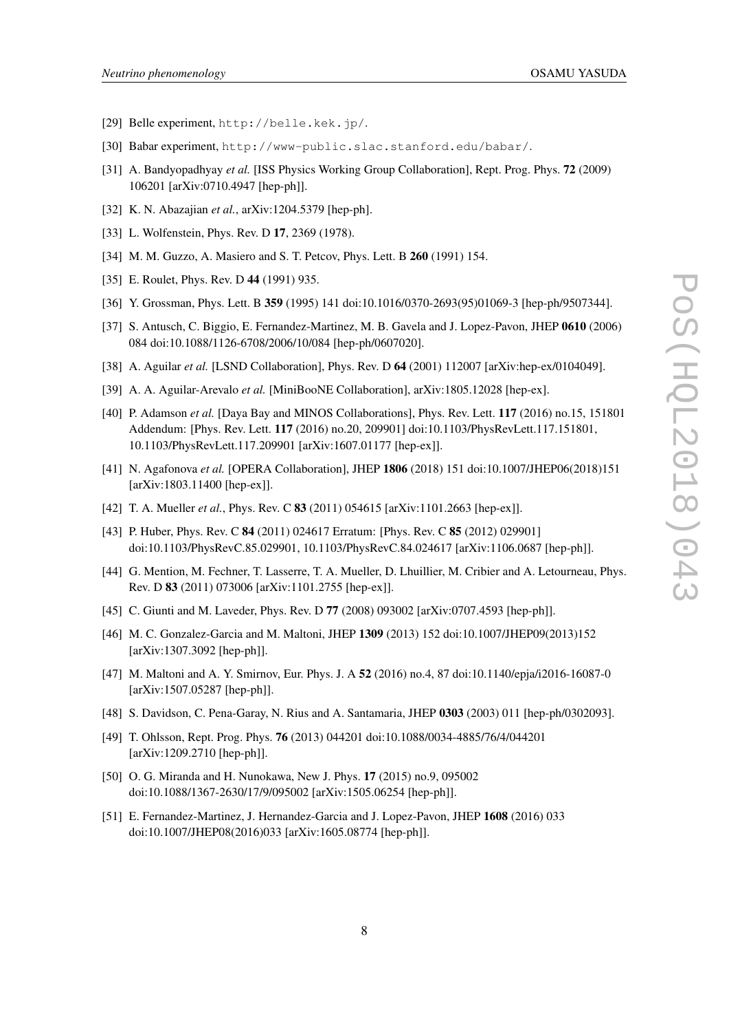[29] Belle experiment, http://belle.kek.jp/.

[30] Babar experiment, http://www-public.slac.stanford.edu/babar/.

[31] A. Bandyopadhyay *et al.* [ISS Physics Working Group Collaboration], Rept. Prog. Phys. **72** (2009) 106201 [arXiv:0710.4947 [hep-ph]].

[32] K. N. Abazajian *et al.*, arXiv:1204.5379 [hep-ph].

[33] L. Wolfenstein, Phys. Rev. D **17**, 2369 (1978).

[34] M. M. Guzzo, A. Masiero and S. T. Petcov, Phys. Lett. B **260** (1991) 154.

[35] E. Roulet, Phys. Rev. D **44** (1991) 935.

[36] Y. Grossman, Phys. Lett. B **359** (1995) 141 doi:10.1016/0370-2693(95)01069-3 [hep-ph/9507344].

[37] S. Antusch, C. Biggio, E. Fernandez-Martinez, M. B. Gavela and J. Lopez-Pavon, JHEP **0610** (2006) 084 doi:10.1088/1126-6708/2006/10/084 [hep-ph/0607020].

[38] A. Aguilar *et al.* [LSND Collaboration], Phys. Rev. D **64** (2001) 112007 [arXiv:hep-ex/0104049].

[39] A. A. Aguilar-Arevalo *et al.* [MiniBooNE Collaboration], arXiv:1805.12028 [hep-ex].

[40] P. Adamson *et al.* [Daya Bay and MINOS Collaborations], Phys. Rev. Lett. **117** (2016) no.15, 151801 Addendum: [Phys. Rev. Lett. **117** (2016) no.20, 209901] doi:10.1103/PhysRevLett.117.151801, 10.1103/PhysRevLett.117.209901 [arXiv:1607.01177 [hep-ex]].

[41] N. Agafonova *et al.* [OPERA Collaboration], JHEP **1806** (2018) 151 doi:10.1007/JHEP06(2018)151 [arXiv:1803.11400 [hep-ex]].

[42] T. A. Mueller *et al.*, Phys. Rev. C **83** (2011) 054615 [arXiv:1101.2663 [hep-ex]].

[43] P. Huber, Phys. Rev. C **84** (2011) 024617 Erratum: [Phys. Rev. C **85** (2012) 029901] doi:10.1103/PhysRevC.85.029901, 10.1103/PhysRevC.84.024617 [arXiv:1106.0687 [hep-ph]].

[44] G. Mention, M. Fechner, T. Lasserre, T. A. Mueller, D. Lhuillier, M. Cribier and A. Letourneau, Phys. Rev. D **83** (2011) 073006 [arXiv:1101.2755 [hep-ex]].

[45] C. Giunti and M. Laveder, Phys. Rev. D **77** (2008) 093002 [arXiv:0707.4593 [hep-ph]].

[46] M. C. Gonzalez-Garcia and M. Maltoni, JHEP **1309** (2013) 152 doi:10.1007/JHEP09(2013)152 [arXiv:1307.3092 [hep-ph]].

[47] M. Maltoni and A. Y. Smirnov, Eur. Phys. J. A **52** (2016) no.4, 87 doi:10.1140/epja/i2016-16087-0 [arXiv:1507.05287 [hep-ph]].

[48] S. Davidson, C. Pena-Garay, N. Rius and A. Santamaria, JHEP **0303** (2003) 011 [hep-ph/0302093].

[49] T. Ohlsson, Rept. Prog. Phys. **76** (2013) 044201 doi:10.1088/0034-4885/76/4/044201 [arXiv:1209.2710 [hep-ph]].

[50] O. G. Miranda and H. Nunokawa, New J. Phys. **17** (2015) no.9, 095002 doi:10.1088/1367-2630/17/9/095002 [arXiv:1505.06254 [hep-ph]].

[51] E. Fernandez-Martinez, J. Hernandez-Garcia and J. Lopez-Pavon, JHEP **1608** (2016) 033 doi:10.1007/JHEP08(2016)033 [arXiv:1605.08774 [hep-ph]].